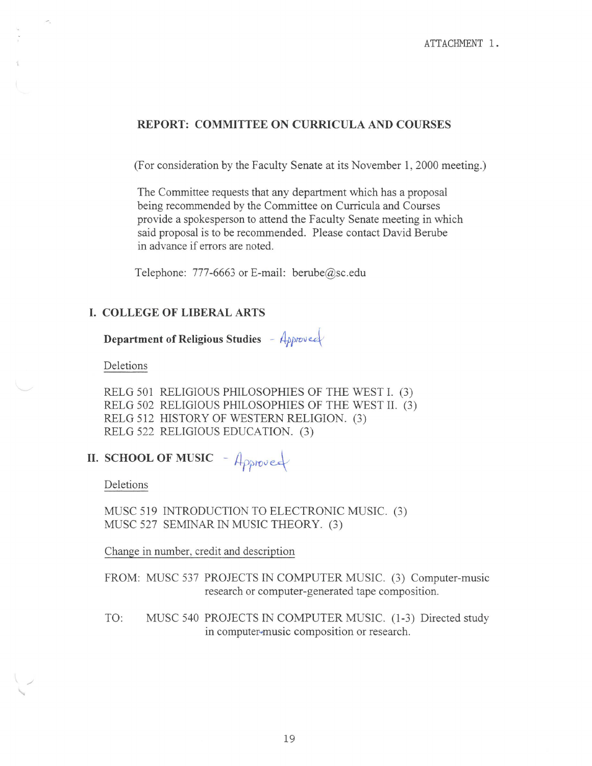ATTACHMENT 1.

## REPORT: COMMITTEE ON CURRICULA AND COURSES

(For consideration by the Faculty Senate at its November 1, 2000 meeting.)

The Committee requests that any department which has a proposal being recommended by the Committee on Curricula and Courses provide a spokesperson to attend the Faculty Senate meeting in which said proposal is to be recommended. Please contact David Berube in advance if errors are noted.

Telephone: 777-6663 or E-mail: berube@sc.edu

## I. COLLEGE OF LIBERAL ARTS

### Department of Religious Studies - Approved

Deletions

RELG 501 RELIGIOUS PHILOSOPHIES OF THE WEST I. (3)
RELG 502 RELIGIOUS PHILOSOPHIES OF THE WEST II. (3)
RELG 512 HISTORY OF WESTERN RELIGION. (3)
RELG 522 RELIGIOUS EDUCATION. (3)

## II. SCHOOL OF MUSIC - Approved

Deletions

MUSC 519 INTRODUCTION TO ELECTRONIC MUSIC. (3)
MUSC 527 SEMINAR IN MUSIC THEORY. (3)

Change in number, credit and description

FROM: MUSC 537 PROJECTS IN COMPUTER MUSIC. (3) Computer-music research or computer-generated tape composition.

TO: MUSC 540 PROJECTS IN COMPUTER MUSIC. (1-3) Directed study in computer-music composition or research.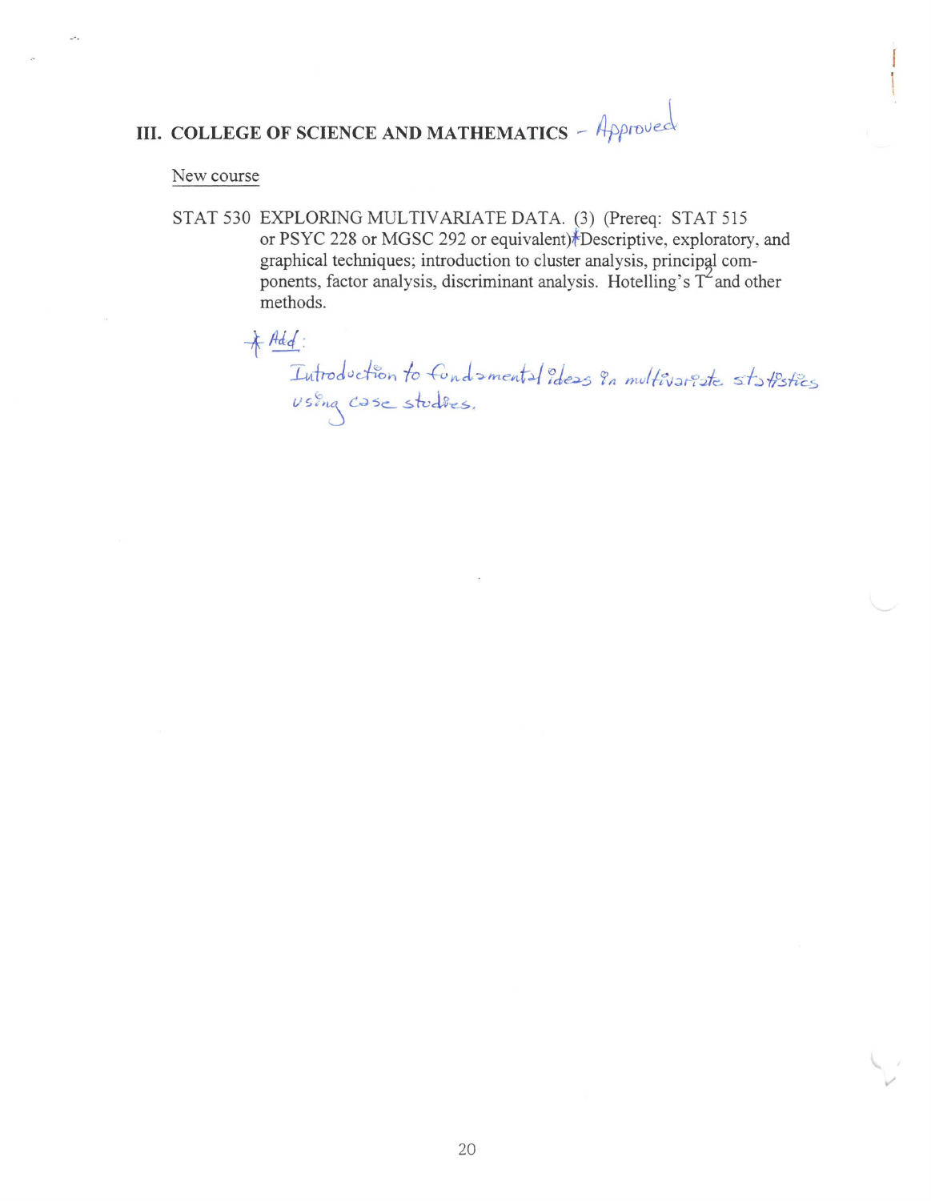## III. COLLEGE OF SCIENCE AND MATHEMATICS – Approved

New course

STAT 530 EXPLORING MULTIVARIATE DATA. (3) (Prereq: STAT 515 or PSYC 228 or MGSC 292 or equivalent)*Descriptive, exploratory, and graphical techniques; introduction to cluster analysis, principal components, factor analysis, discriminant analysis. Hotelling's $T^2$ and other methods.

*Add:
Introduction to fundamental ideas in multivariate statistics using case studies.